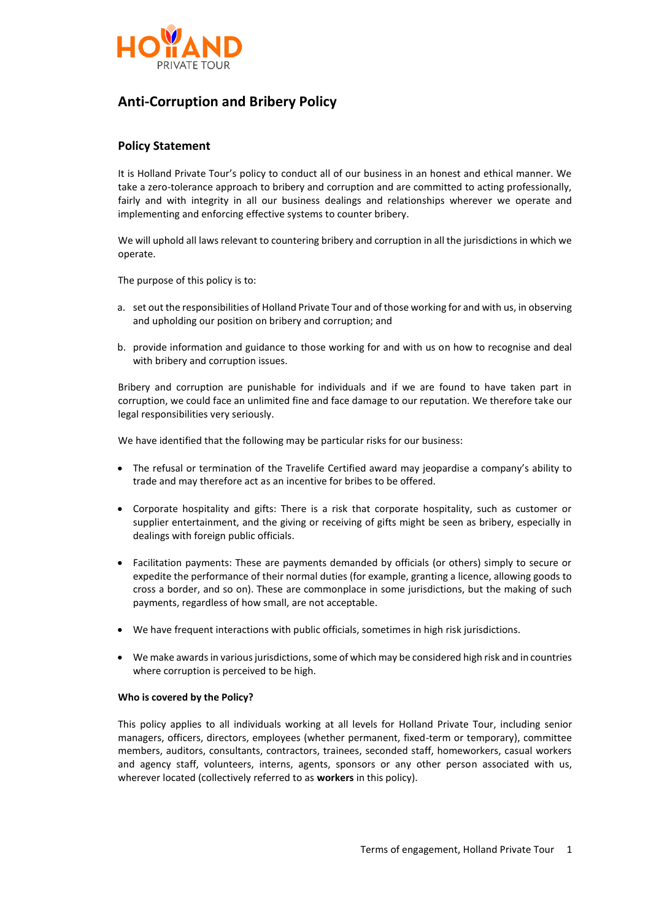# Anti-Corruption and Bribery Policy

## Policy Statement

It is Holland Private Tour's policy to conduct all of our business in an honest and ethical manner. We take a zero-tolerance approach to bribery and corruption and are committed to acting professionally, fairly and with integrity in all our business dealings and relationships wherever we operate and implementing and enforcing effective systems to counter bribery.

We will uphold all laws relevant to countering bribery and corruption in all the jurisdictions in which we operate.

The purpose of this policy is to:

a. set out the responsibilities of Holland Private Tour and of those working for and with us, in observing and upholding our position on bribery and corruption; and

b. provide information and guidance to those working for and with us on how to recognise and deal with bribery and corruption issues.

Bribery and corruption are punishable for individuals and if we are found to have taken part in corruption, we could face an unlimited fine and face damage to our reputation. We therefore take our legal responsibilities very seriously.

We have identified that the following may be particular risks for our business:

- The refusal or termination of the Travelife Certified award may jeopardise a company's ability to trade and may therefore act as an incentive for bribes to be offered.
- Corporate hospitality and gifts: There is a risk that corporate hospitality, such as customer or supplier entertainment, and the giving or receiving of gifts might be seen as bribery, especially in dealings with foreign public officials.
- Facilitation payments: These are payments demanded by officials (or others) simply to secure or expedite the performance of their normal duties (for example, granting a licence, allowing goods to cross a border, and so on). These are commonplace in some jurisdictions, but the making of such payments, regardless of how small, are not acceptable.
- We have frequent interactions with public officials, sometimes in high risk jurisdictions.
- We make awards in various jurisdictions, some of which may be considered high risk and in countries where corruption is perceived to be high.

**Who is covered by the Policy?**

This policy applies to all individuals working at all levels for Holland Private Tour, including senior managers, officers, directors, employees (whether permanent, fixed-term or temporary), committee members, auditors, consultants, contractors, trainees, seconded staff, homeworkers, casual workers and agency staff, volunteers, interns, agents, sponsors or any other person associated with us, wherever located (collectively referred to as **workers** in this policy).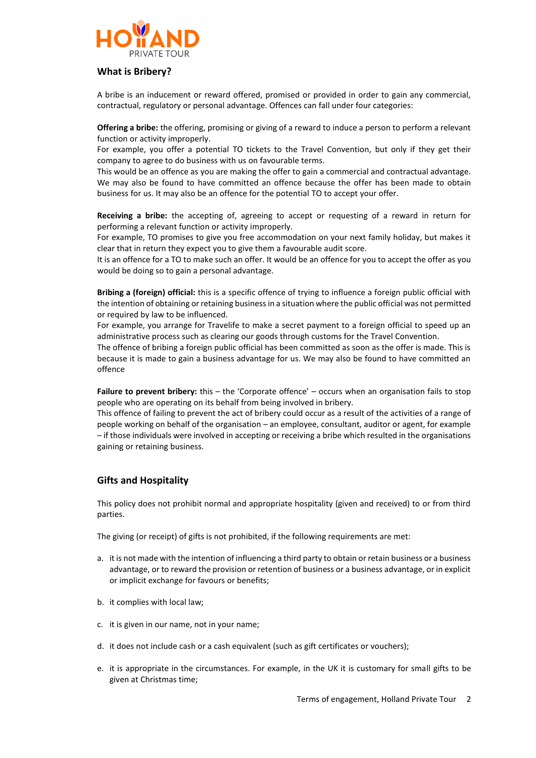## What is Bribery?

A bribe is an inducement or reward offered, promised or provided in order to gain any commercial, contractual, regulatory or personal advantage. Offences can fall under four categories:

**Offering a bribe:** the offering, promising or giving of a reward to induce a person to perform a relevant function or activity improperly.
For example, you offer a potential TO tickets to the Travel Convention, but only if they get their company to agree to do business with us on favourable terms.
This would be an offence as you are making the offer to gain a commercial and contractual advantage. We may also be found to have committed an offence because the offer has been made to obtain business for us. It may also be an offence for the potential TO to accept your offer.

**Receiving a bribe:** the accepting of, agreeing to accept or requesting of a reward in return for performing a relevant function or activity improperly.
For example, TO promises to give you free accommodation on your next family holiday, but makes it clear that in return they expect you to give them a favourable audit score.
It is an offence for a TO to make such an offer. It would be an offence for you to accept the offer as you would be doing so to gain a personal advantage.

**Bribing a (foreign) official:** this is a specific offence of trying to influence a foreign public official with the intention of obtaining or retaining business in a situation where the public official was not permitted or required by law to be influenced.
For example, you arrange for Travelife to make a secret payment to a foreign official to speed up an administrative process such as clearing our goods through customs for the Travel Convention.
The offence of bribing a foreign public official has been committed as soon as the offer is made. This is because it is made to gain a business advantage for us. We may also be found to have committed an offence

**Failure to prevent bribery:** this – the 'Corporate offence' – occurs when an organisation fails to stop people who are operating on its behalf from being involved in bribery.
This offence of failing to prevent the act of bribery could occur as a result of the activities of a range of people working on behalf of the organisation – an employee, consultant, auditor or agent, for example – if those individuals were involved in accepting or receiving a bribe which resulted in the organisations gaining or retaining business.

## Gifts and Hospitality

This policy does not prohibit normal and appropriate hospitality (given and received) to or from third parties.

The giving (or receipt) of gifts is not prohibited, if the following requirements are met:

a. it is not made with the intention of influencing a third party to obtain or retain business or a business advantage, or to reward the provision or retention of business or a business advantage, or in explicit or implicit exchange for favours or benefits;

b. it complies with local law;

c. it is given in our name, not in your name;

d. it does not include cash or a cash equivalent (such as gift certificates or vouchers);

e. it is appropriate in the circumstances. For example, in the UK it is customary for small gifts to be given at Christmas time;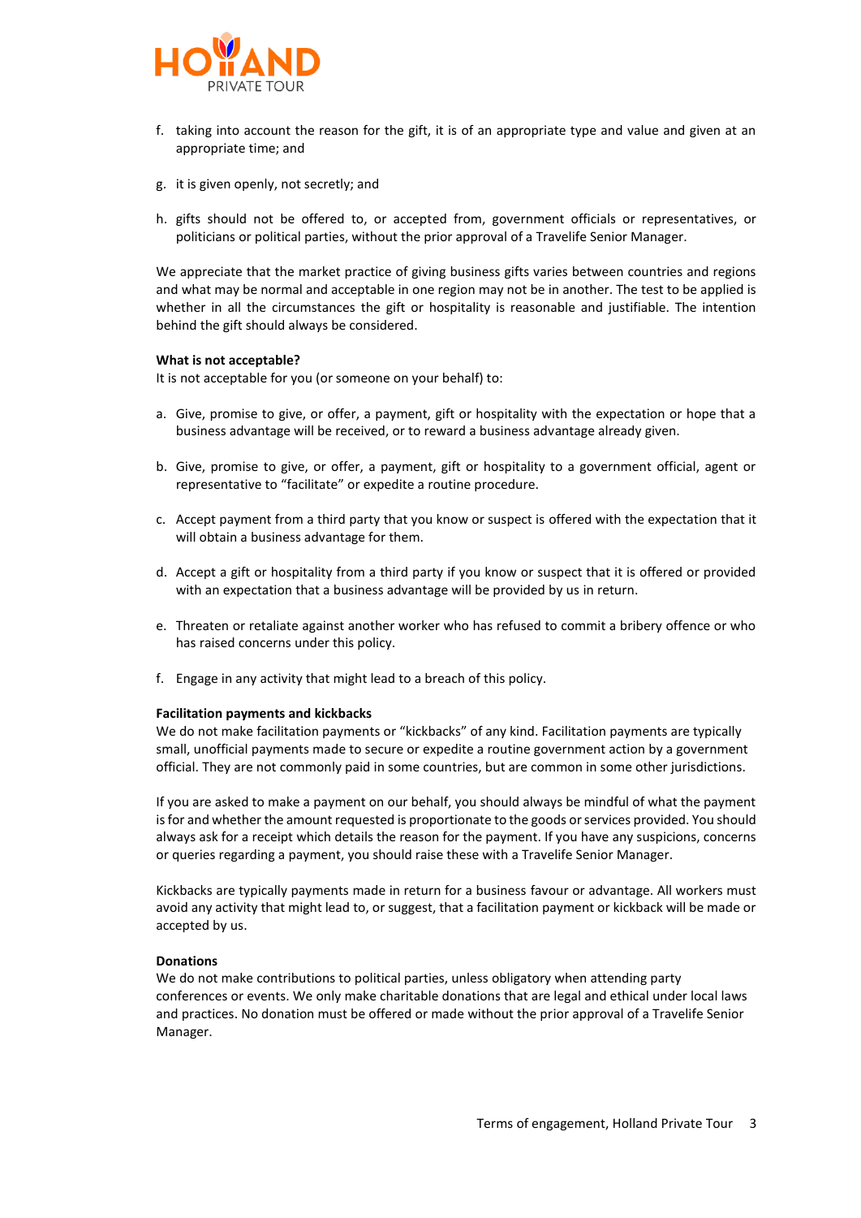f. taking into account the reason for the gift, it is of an appropriate type and value and given at an appropriate time; and

g. it is given openly, not secretly; and

h. gifts should not be offered to, or accepted from, government officials or representatives, or politicians or political parties, without the prior approval of a Travelife Senior Manager.

We appreciate that the market practice of giving business gifts varies between countries and regions and what may be normal and acceptable in one region may not be in another. The test to be applied is whether in all the circumstances the gift or hospitality is reasonable and justifiable. The intention behind the gift should always be considered.

**What is not acceptable?**
It is not acceptable for you (or someone on your behalf) to:

a. Give, promise to give, or offer, a payment, gift or hospitality with the expectation or hope that a business advantage will be received, or to reward a business advantage already given.

b. Give, promise to give, or offer, a payment, gift or hospitality to a government official, agent or representative to "facilitate" or expedite a routine procedure.

c. Accept payment from a third party that you know or suspect is offered with the expectation that it will obtain a business advantage for them.

d. Accept a gift or hospitality from a third party if you know or suspect that it is offered or provided with an expectation that a business advantage will be provided by us in return.

e. Threaten or retaliate against another worker who has refused to commit a bribery offence or who has raised concerns under this policy.

f. Engage in any activity that might lead to a breach of this policy.

**Facilitation payments and kickbacks**
We do not make facilitation payments or "kickbacks" of any kind. Facilitation payments are typically small, unofficial payments made to secure or expedite a routine government action by a government official. They are not commonly paid in some countries, but are common in some other jurisdictions.

If you are asked to make a payment on our behalf, you should always be mindful of what the payment is for and whether the amount requested is proportionate to the goods or services provided. You should always ask for a receipt which details the reason for the payment. If you have any suspicions, concerns or queries regarding a payment, you should raise these with a Travelife Senior Manager.

Kickbacks are typically payments made in return for a business favour or advantage. All workers must avoid any activity that might lead to, or suggest, that a facilitation payment or kickback will be made or accepted by us.

**Donations**
We do not make contributions to political parties, unless obligatory when attending party conferences or events. We only make charitable donations that are legal and ethical under local laws and practices. No donation must be offered or made without the prior approval of a Travelife Senior Manager.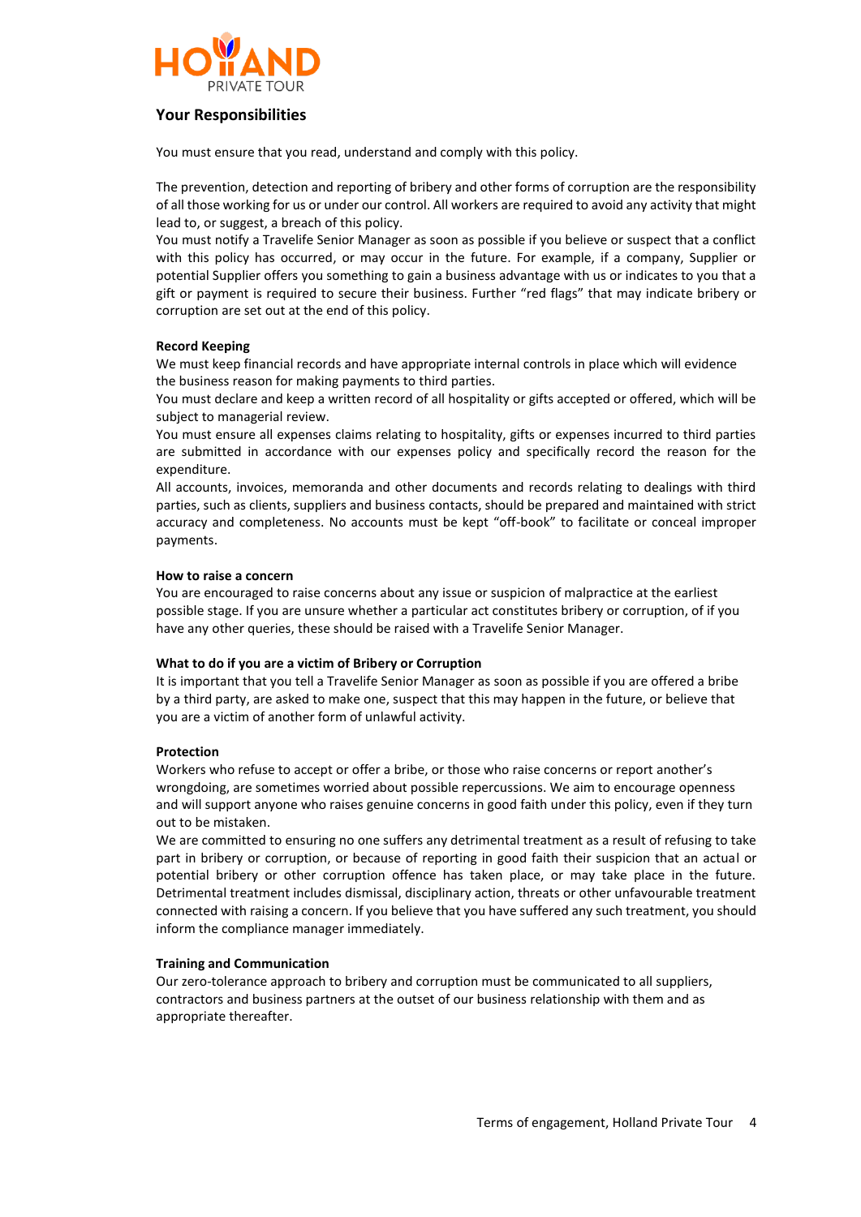## Your Responsibilities

You must ensure that you read, understand and comply with this policy.

The prevention, detection and reporting of bribery and other forms of corruption are the responsibility of all those working for us or under our control. All workers are required to avoid any activity that might lead to, or suggest, a breach of this policy.
You must notify a Travelife Senior Manager as soon as possible if you believe or suspect that a conflict with this policy has occurred, or may occur in the future. For example, if a company, Supplier or potential Supplier offers you something to gain a business advantage with us or indicates to you that a gift or payment is required to secure their business. Further "red flags" that may indicate bribery or corruption are set out at the end of this policy.

**Record Keeping**
We must keep financial records and have appropriate internal controls in place which will evidence the business reason for making payments to third parties.
You must declare and keep a written record of all hospitality or gifts accepted or offered, which will be subject to managerial review.
You must ensure all expenses claims relating to hospitality, gifts or expenses incurred to third parties are submitted in accordance with our expenses policy and specifically record the reason for the expenditure.
All accounts, invoices, memoranda and other documents and records relating to dealings with third parties, such as clients, suppliers and business contacts, should be prepared and maintained with strict accuracy and completeness. No accounts must be kept "off-book" to facilitate or conceal improper payments.

**How to raise a concern**
You are encouraged to raise concerns about any issue or suspicion of malpractice at the earliest possible stage. If you are unsure whether a particular act constitutes bribery or corruption, of if you have any other queries, these should be raised with a Travelife Senior Manager.

**What to do if you are a victim of Bribery or Corruption**
It is important that you tell a Travelife Senior Manager as soon as possible if you are offered a bribe by a third party, are asked to make one, suspect that this may happen in the future, or believe that you are a victim of another form of unlawful activity.

**Protection**
Workers who refuse to accept or offer a bribe, or those who raise concerns or report another's wrongdoing, are sometimes worried about possible repercussions. We aim to encourage openness and will support anyone who raises genuine concerns in good faith under this policy, even if they turn out to be mistaken.
We are committed to ensuring no one suffers any detrimental treatment as a result of refusing to take part in bribery or corruption, or because of reporting in good faith their suspicion that an actual or potential bribery or other corruption offence has taken place, or may take place in the future. Detrimental treatment includes dismissal, disciplinary action, threats or other unfavourable treatment connected with raising a concern. If you believe that you have suffered any such treatment, you should inform the compliance manager immediately.

**Training and Communication**
Our zero-tolerance approach to bribery and corruption must be communicated to all suppliers, contractors and business partners at the outset of our business relationship with them and as appropriate thereafter.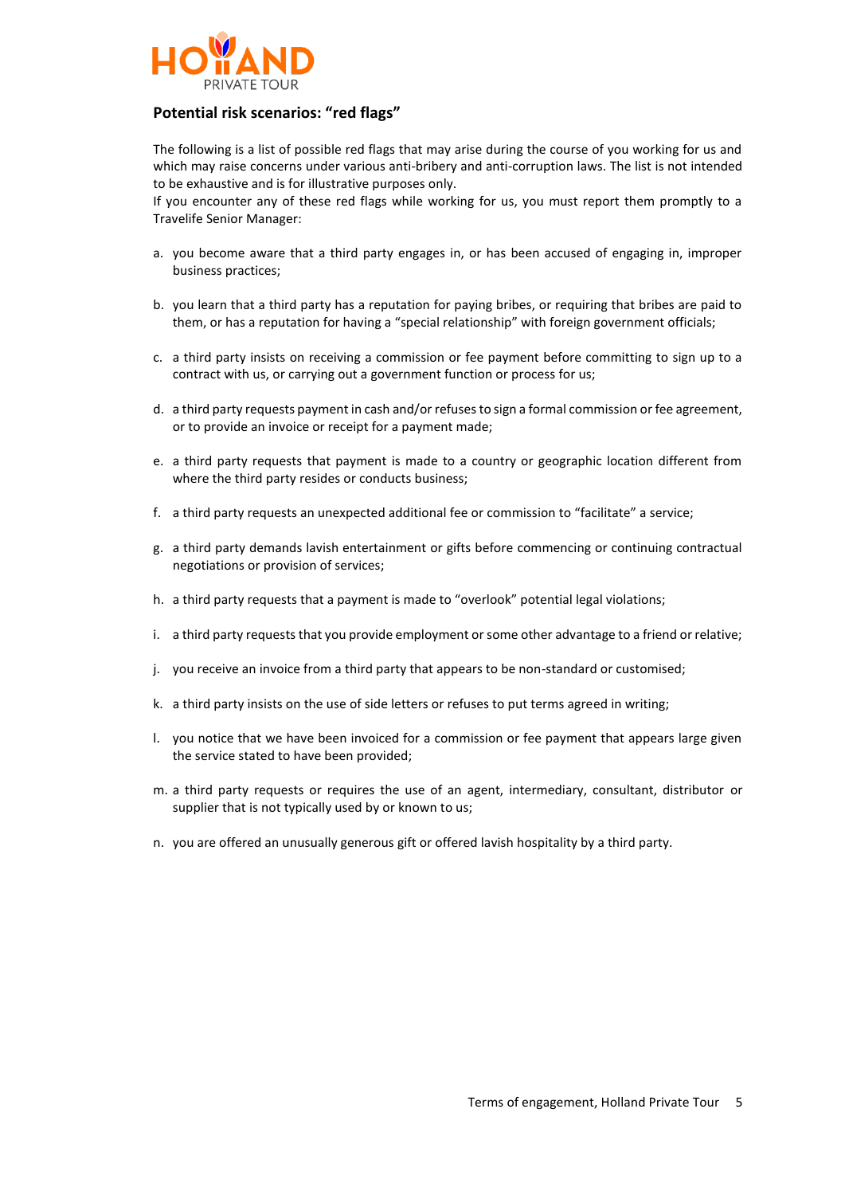## Potential risk scenarios: "red flags"

The following is a list of possible red flags that may arise during the course of you working for us and which may raise concerns under various anti-bribery and anti-corruption laws. The list is not intended to be exhaustive and is for illustrative purposes only.

If you encounter any of these red flags while working for us, you must report them promptly to a Travelife Senior Manager:

a. you become aware that a third party engages in, or has been accused of engaging in, improper business practices;

b. you learn that a third party has a reputation for paying bribes, or requiring that bribes are paid to them, or has a reputation for having a "special relationship" with foreign government officials;

c. a third party insists on receiving a commission or fee payment before committing to sign up to a contract with us, or carrying out a government function or process for us;

d. a third party requests payment in cash and/or refuses to sign a formal commission or fee agreement, or to provide an invoice or receipt for a payment made;

e. a third party requests that payment is made to a country or geographic location different from where the third party resides or conducts business;

f. a third party requests an unexpected additional fee or commission to "facilitate" a service;

g. a third party demands lavish entertainment or gifts before commencing or continuing contractual negotiations or provision of services;

h. a third party requests that a payment is made to "overlook" potential legal violations;

i. a third party requests that you provide employment or some other advantage to a friend or relative;

j. you receive an invoice from a third party that appears to be non-standard or customised;

k. a third party insists on the use of side letters or refuses to put terms agreed in writing;

l. you notice that we have been invoiced for a commission or fee payment that appears large given the service stated to have been provided;

m. a third party requests or requires the use of an agent, intermediary, consultant, distributor or supplier that is not typically used by or known to us;

n. you are offered an unusually generous gift or offered lavish hospitality by a third party.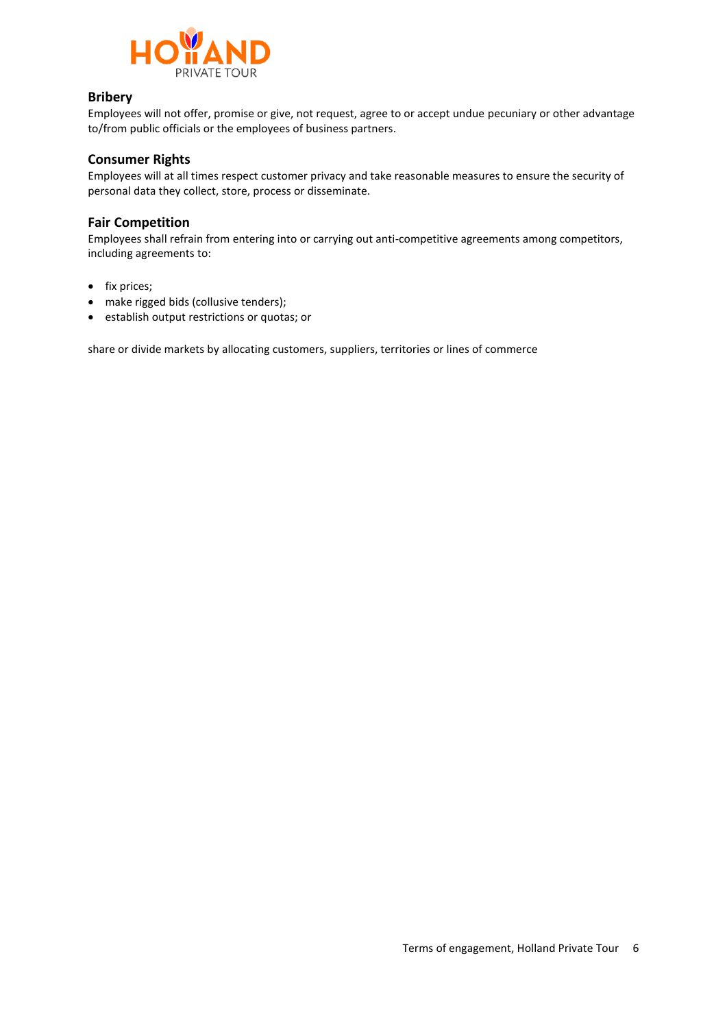## Bribery

Employees will not offer, promise or give, not request, agree to or accept undue pecuniary or other advantage to/from public officials or the employees of business partners.

## Consumer Rights

Employees will at all times respect customer privacy and take reasonable measures to ensure the security of personal data they collect, store, process or disseminate.

## Fair Competition

Employees shall refrain from entering into or carrying out anti-competitive agreements among competitors, including agreements to:

- fix prices;
- make rigged bids (collusive tenders);
- establish output restrictions or quotas; or

share or divide markets by allocating customers, suppliers, territories or lines of commerce